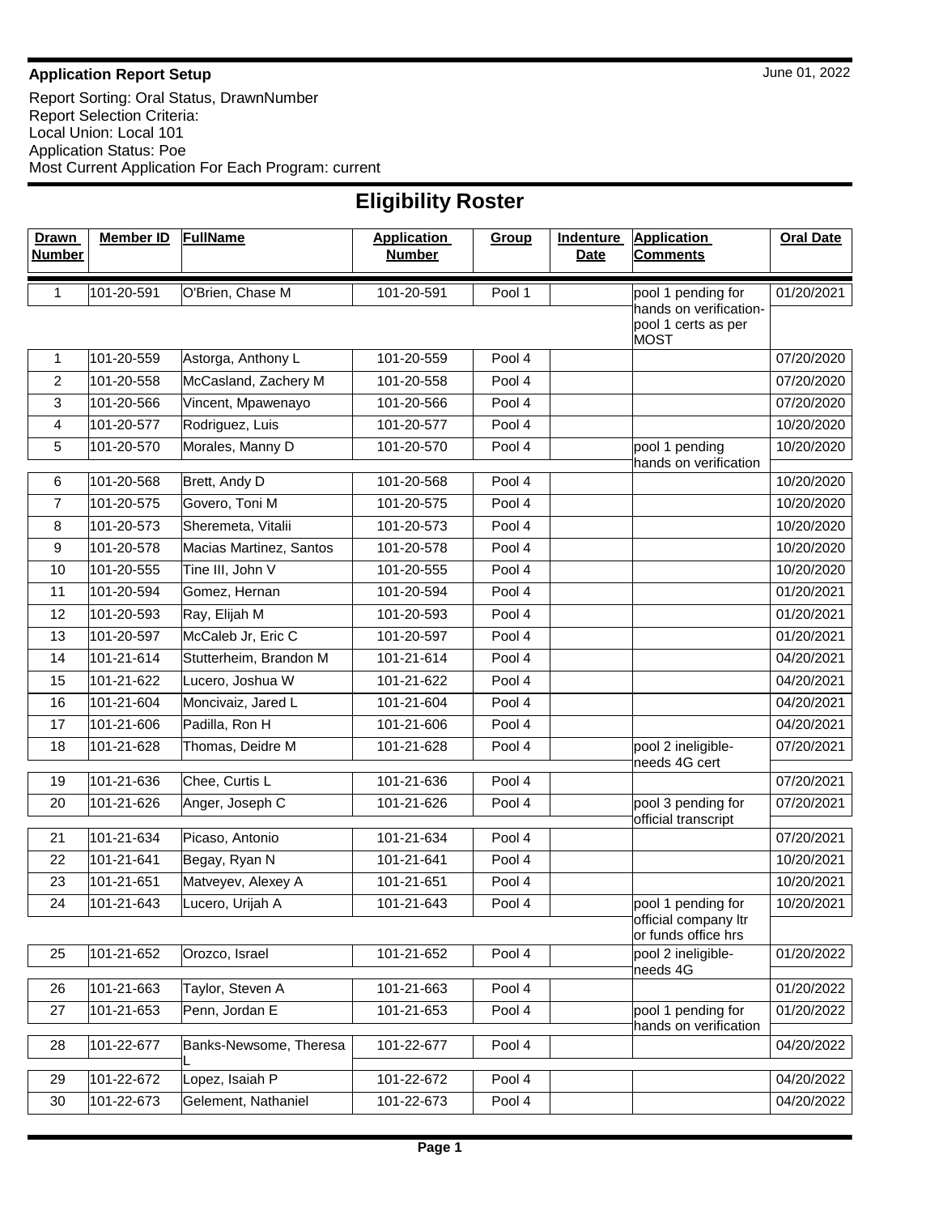**Application Report Setup** June 01, 2022

Report Sorting: Oral Status, DrawnNumber
Report Selection Criteria:
Local Union: Local 101
Application Status: Poe
Most Current Application For Each Program: current

# Eligibility Roster

| Drawn Number | Member ID | FullName | Application Number | Group | Indenture Date | Application Comments | Oral Date |
|---|---|---|---|---|---|---|---|
| 1 | 101-20-591 | O'Brien, Chase M | 101-20-591 | Pool 1 | | pool 1 pending for hands on verification- pool 1 certs as per MOST | 01/20/2021 |
| 1 | 101-20-559 | Astorga, Anthony L | 101-20-559 | Pool 4 | | | 07/20/2020 |
| 2 | 101-20-558 | McCasland, Zachery M | 101-20-558 | Pool 4 | | | 07/20/2020 |
| 3 | 101-20-566 | Vincent, Mpawenayo | 101-20-566 | Pool 4 | | | 07/20/2020 |
| 4 | 101-20-577 | Rodriguez, Luis | 101-20-577 | Pool 4 | | | 10/20/2020 |
| 5 | 101-20-570 | Morales, Manny D | 101-20-570 | Pool 4 | | pool 1 pending hands on verification | 10/20/2020 |
| 6 | 101-20-568 | Brett, Andy D | 101-20-568 | Pool 4 | | | 10/20/2020 |
| 7 | 101-20-575 | Govero, Toni M | 101-20-575 | Pool 4 | | | 10/20/2020 |
| 8 | 101-20-573 | Sheremeta, Vitalii | 101-20-573 | Pool 4 | | | 10/20/2020 |
| 9 | 101-20-578 | Macias Martinez, Santos | 101-20-578 | Pool 4 | | | 10/20/2020 |
| 10 | 101-20-555 | Tine III, John V | 101-20-555 | Pool 4 | | | 10/20/2020 |
| 11 | 101-20-594 | Gomez, Hernan | 101-20-594 | Pool 4 | | | 01/20/2021 |
| 12 | 101-20-593 | Ray, Elijah M | 101-20-593 | Pool 4 | | | 01/20/2021 |
| 13 | 101-20-597 | McCaleb Jr, Eric C | 101-20-597 | Pool 4 | | | 01/20/2021 |
| 14 | 101-21-614 | Stutterheim, Brandon M | 101-21-614 | Pool 4 | | | 04/20/2021 |
| 15 | 101-21-622 | Lucero, Joshua W | 101-21-622 | Pool 4 | | | 04/20/2021 |
| 16 | 101-21-604 | Moncivaiz, Jared L | 101-21-604 | Pool 4 | | | 04/20/2021 |
| 17 | 101-21-606 | Padilla, Ron H | 101-21-606 | Pool 4 | | | 04/20/2021 |
| 18 | 101-21-628 | Thomas, Deidre M | 101-21-628 | Pool 4 | | pool 2 ineligible- needs 4G cert | 07/20/2021 |
| 19 | 101-21-636 | Chee, Curtis L | 101-21-636 | Pool 4 | | | 07/20/2021 |
| 20 | 101-21-626 | Anger, Joseph C | 101-21-626 | Pool 4 | | pool 3 pending for official transcript | 07/20/2021 |
| 21 | 101-21-634 | Picaso, Antonio | 101-21-634 | Pool 4 | | | 07/20/2021 |
| 22 | 101-21-641 | Begay, Ryan N | 101-21-641 | Pool 4 | | | 10/20/2021 |
| 23 | 101-21-651 | Matveyev, Alexey A | 101-21-651 | Pool 4 | | | 10/20/2021 |
| 24 | 101-21-643 | Lucero, Urijah A | 101-21-643 | Pool 4 | | pool 1 pending for official company ltr or funds office hrs | 10/20/2021 |
| 25 | 101-21-652 | Orozco, Israel | 101-21-652 | Pool 4 | | pool 2 ineligible- needs 4G | 01/20/2022 |
| 26 | 101-21-663 | Taylor, Steven A | 101-21-663 | Pool 4 | | | 01/20/2022 |
| 27 | 101-21-653 | Penn, Jordan E | 101-21-653 | Pool 4 | | pool 1 pending for hands on verification | 01/20/2022 |
| 28 | 101-22-677 | Banks-Newsome, Theresa L | 101-22-677 | Pool 4 | | | 04/20/2022 |
| 29 | 101-22-672 | Lopez, Isaiah P | 101-22-672 | Pool 4 | | | 04/20/2022 |
| 30 | 101-22-673 | Gelement, Nathaniel | 101-22-673 | Pool 4 | | | 04/20/2022 |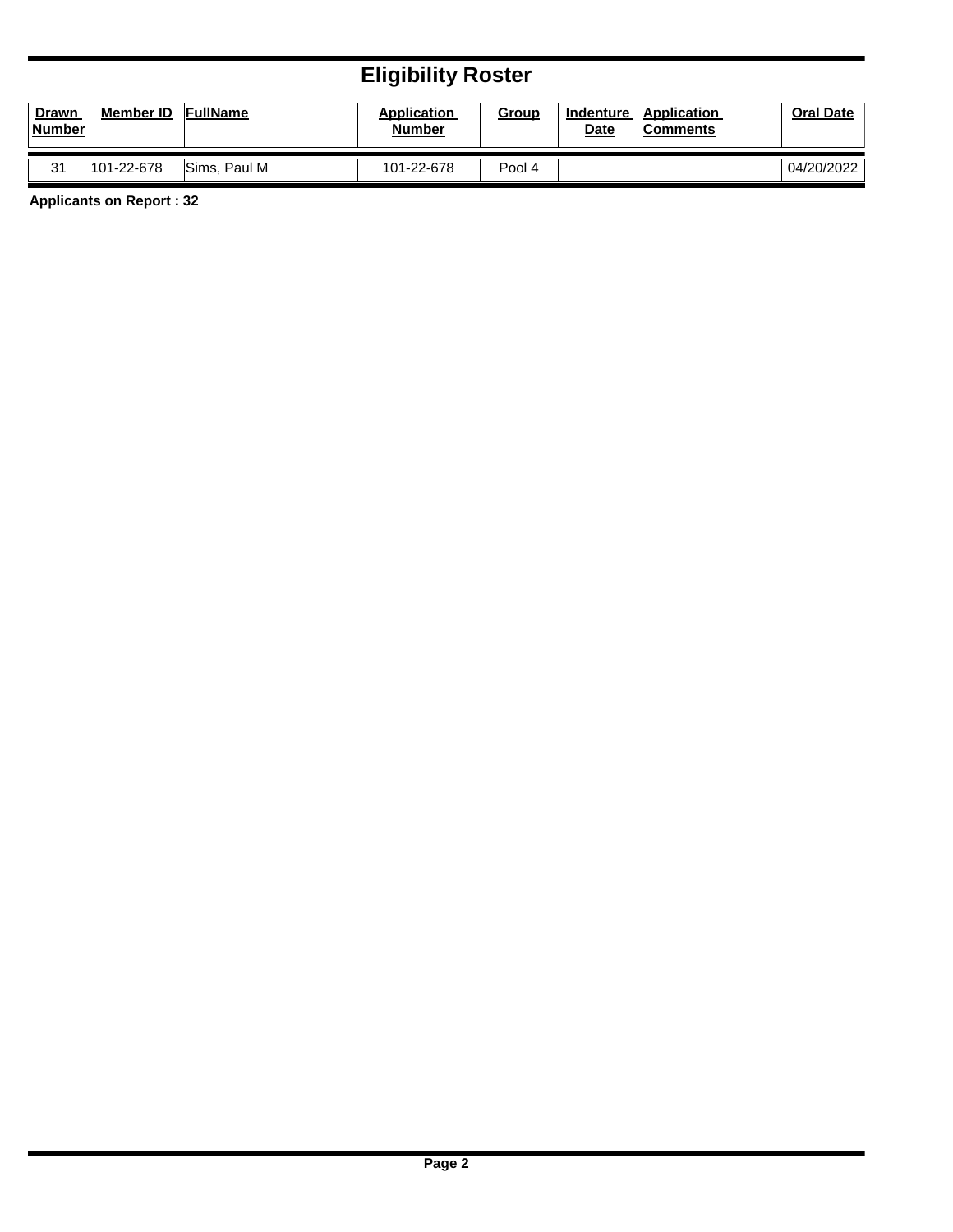# Eligibility Roster

| Drawn Number | Member ID | FullName | Application Number | Group | Indenture Date | Application Comments | Oral Date |
|---|---|---|---|---|---|---|---|
| 31 | 101-22-678 | Sims, Paul M | 101-22-678 | Pool 4 | | | 04/20/2022 |

**Applicants on Report : 32**